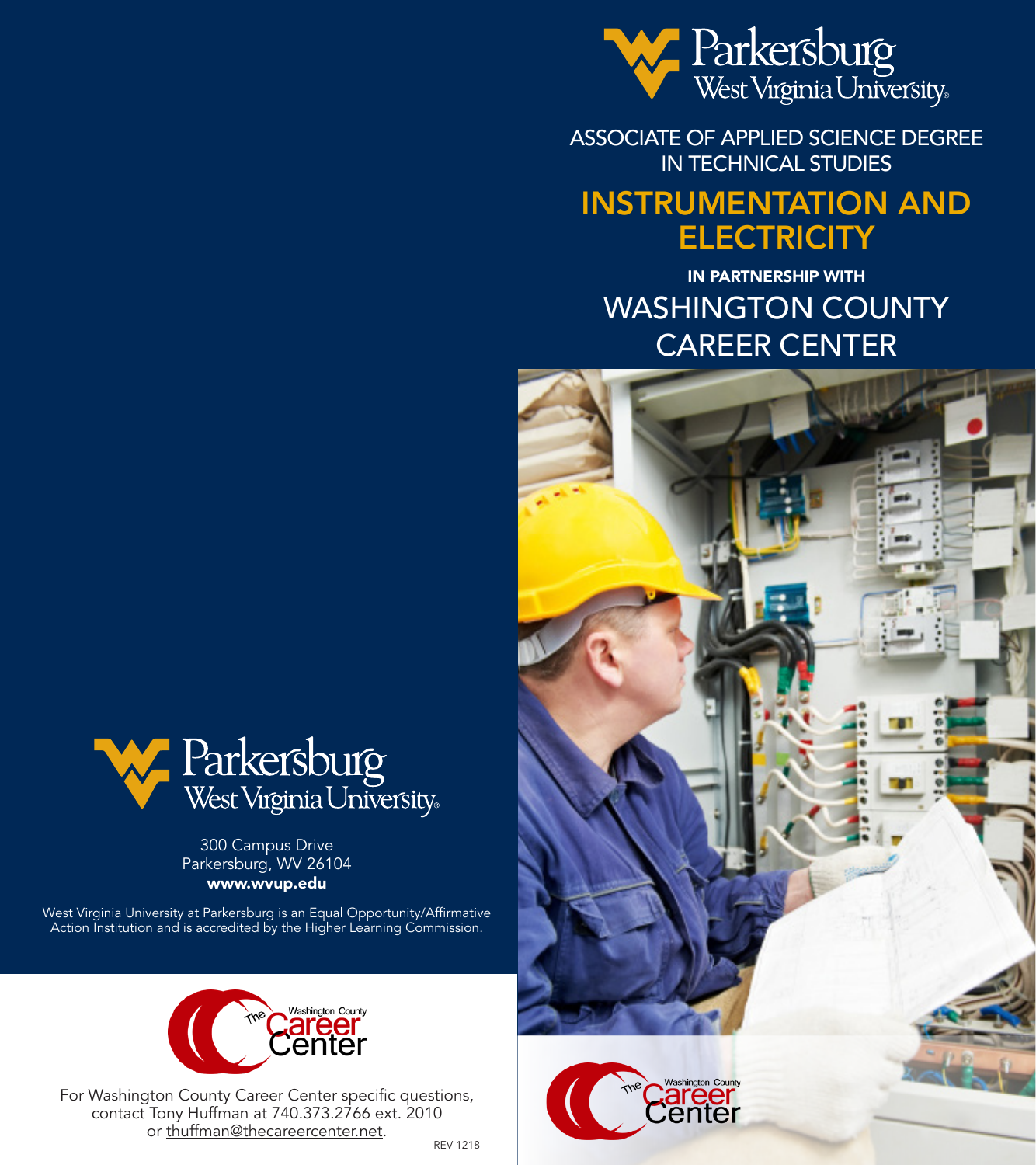Parkersburg West Virginia University

ASSOCIATE OF APPLIED SCIENCE DEGREE IN TECHNICAL STUDIES

# INSTRUMENTATION AND ELECTRICITY

IN PARTNERSHIP WITH

## WASHINGTON COUNTY CAREER CENTER

The Washington County Career Center

---

Parkersburg West Virginia University

300 Campus Drive
Parkersburg, WV 26104
**www.wvup.edu**

West Virginia University at Parkersburg is an Equal Opportunity/Affirmative Action Institution and is accredited by the Higher Learning Commission.

The Washington County Career Center

For Washington County Career Center specific questions, contact Tony Huffman at 740.373.2766 ext. 2010 or thuffman@thecareercenter.net.

REV 1218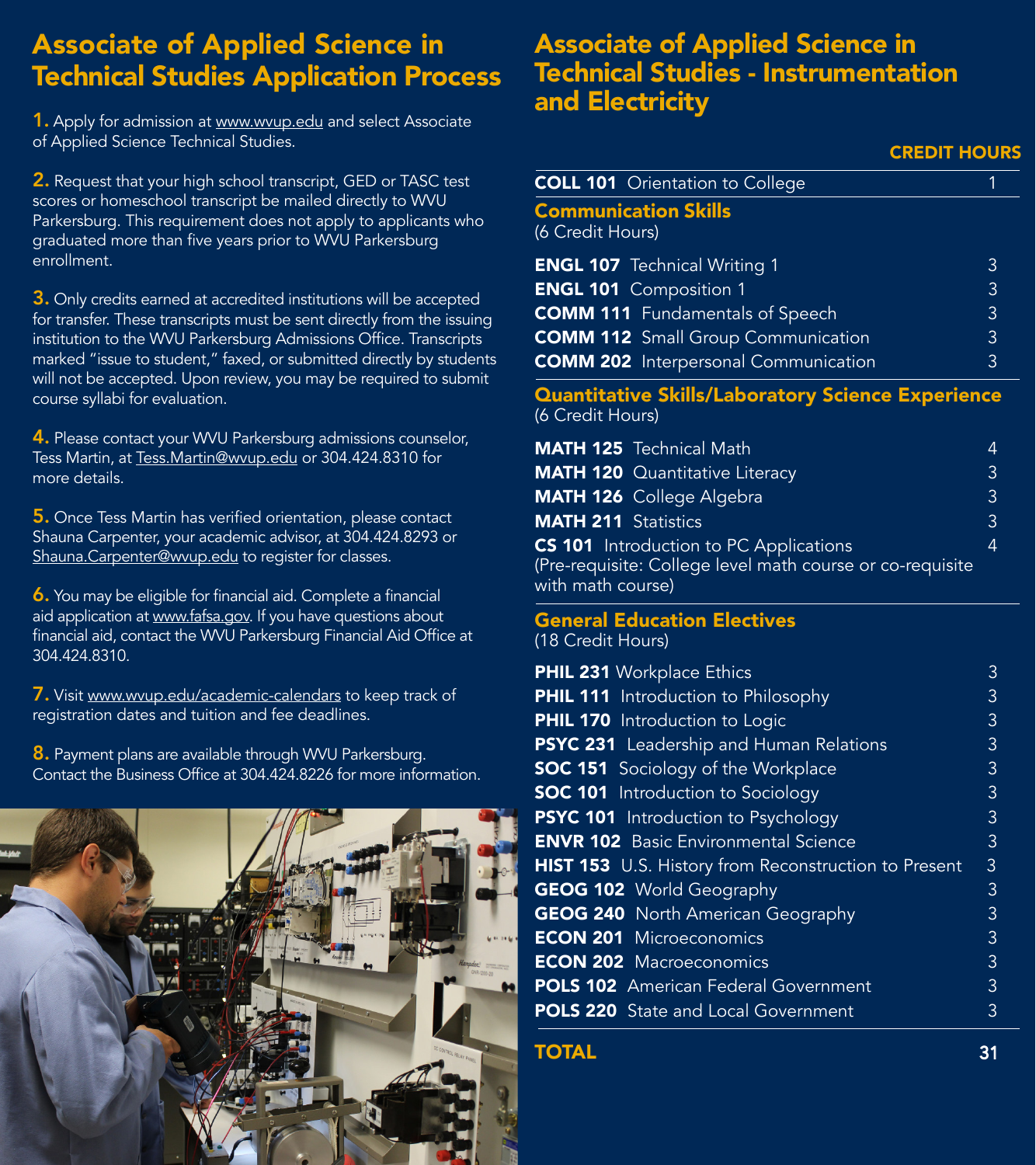# Associate of Applied Science in Technical Studies Application Process

**1.** Apply for admission at www.wvup.edu and select Associate of Applied Science Technical Studies.

**2.** Request that your high school transcript, GED or TASC test scores or homeschool transcript be mailed directly to WVU Parkersburg. This requirement does not apply to applicants who graduated more than five years prior to WVU Parkersburg enrollment.

**3.** Only credits earned at accredited institutions will be accepted for transfer. These transcripts must be sent directly from the issuing institution to the WVU Parkersburg Admissions Office. Transcripts marked "issue to student," faxed, or submitted directly by students will not be accepted. Upon review, you may be required to submit course syllabi for evaluation.

**4.** Please contact your WVU Parkersburg admissions counselor, Tess Martin, at Tess.Martin@wvup.edu or 304.424.8310 for more details.

**5.** Once Tess Martin has verified orientation, please contact Shauna Carpenter, your academic advisor, at 304.424.8293 or Shauna.Carpenter@wvup.edu to register for classes.

**6.** You may be eligible for financial aid. Complete a financial aid application at www.fafsa.gov. If you have questions about financial aid, contact the WVU Parkersburg Financial Aid Office at 304.424.8310.

**7.** Visit www.wvup.edu/academic-calendars to keep track of registration dates and tuition and fee deadlines.

**8.** Payment plans are available through WVU Parkersburg. Contact the Business Office at 304.424.8226 for more information.

# Associate of Applied Science in Technical Studies - Instrumentation and Electricity

| | CREDIT HOURS |
|---|---|
| **COLL 101** Orientation to College | 1 |
| **Communication Skills** (6 Credit Hours) | |
| **ENGL 107** Technical Writing 1 | 3 |
| **ENGL 101** Composition 1 | 3 |
| **COMM 111** Fundamentals of Speech | 3 |
| **COMM 112** Small Group Communication | 3 |
| **COMM 202** Interpersonal Communication | 3 |
| **Quantitative Skills/Laboratory Science Experience** (6 Credit Hours) | |
| **MATH 125** Technical Math | 4 |
| **MATH 120** Quantitative Literacy | 3 |
| **MATH 126** College Algebra | 3 |
| **MATH 211** Statistics | 3 |
| **CS 101** Introduction to PC Applications (Pre-requisite: College level math course or co-requisite with math course) | 4 |
| **General Education Electives** (18 Credit Hours) | |
| **PHIL 231** Workplace Ethics | 3 |
| **PHIL 111** Introduction to Philosophy | 3 |
| **PHIL 170** Introduction to Logic | 3 |
| **PSYC 231** Leadership and Human Relations | 3 |
| **SOC 151** Sociology of the Workplace | 3 |
| **SOC 101** Introduction to Sociology | 3 |
| **PSYC 101** Introduction to Psychology | 3 |
| **ENVR 102** Basic Environmental Science | 3 |
| **HIST 153** U.S. History from Reconstruction to Present | 3 |
| **GEOG 102** World Geography | 3 |
| **GEOG 240** North American Geography | 3 |
| **ECON 201** Microeconomics | 3 |
| **ECON 202** Macroeconomics | 3 |
| **POLS 102** American Federal Government | 3 |
| **POLS 220** State and Local Government | 3 |
| **TOTAL** | **31** |